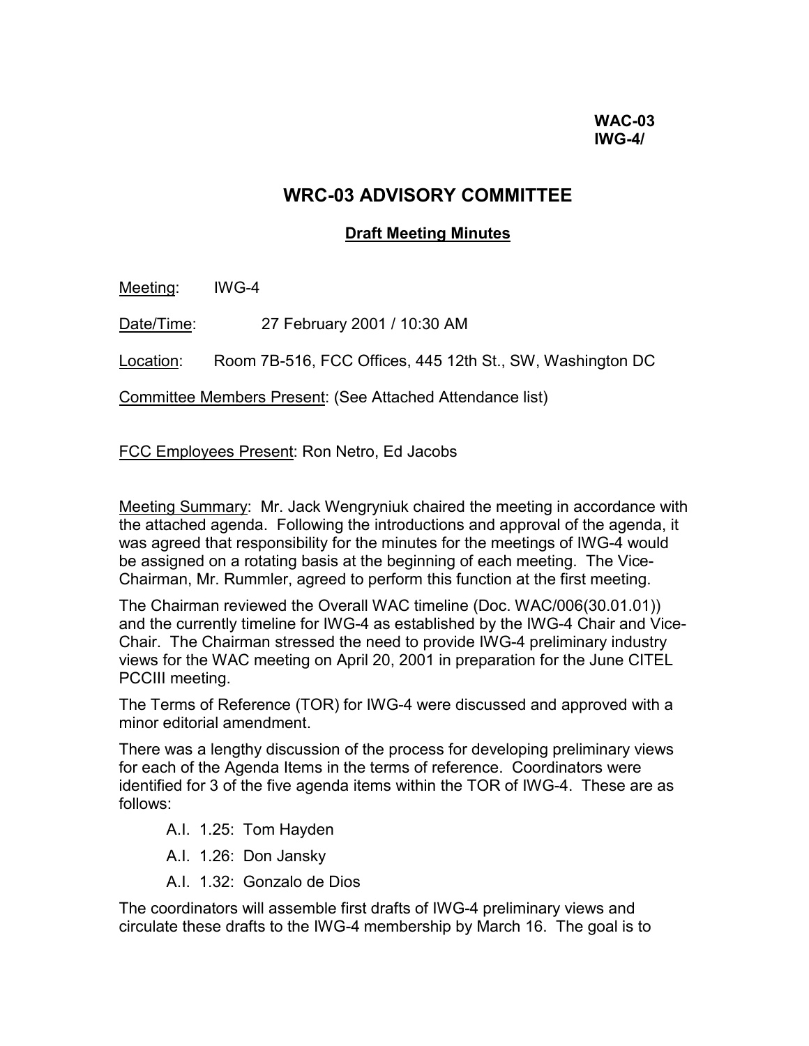**WAC-03**
**IWG-4/**

# WRC-03 ADVISORY COMMITTEE

## Draft Meeting Minutes

Meeting: IWG-4

Date/Time: 27 February 2001 / 10:30 AM

Location: Room 7B-516, FCC Offices, 445 12th St., SW, Washington DC

Committee Members Present: (See Attached Attendance list)

FCC Employees Present: Ron Netro, Ed Jacobs

Meeting Summary: Mr. Jack Wengryniuk chaired the meeting in accordance with the attached agenda. Following the introductions and approval of the agenda, it was agreed that responsibility for the minutes for the meetings of IWG-4 would be assigned on a rotating basis at the beginning of each meeting. The Vice-Chairman, Mr. Rummler, agreed to perform this function at the first meeting.

The Chairman reviewed the Overall WAC timeline (Doc. WAC/006(30.01.01)) and the currently timeline for IWG-4 as established by the IWG-4 Chair and Vice-Chair. The Chairman stressed the need to provide IWG-4 preliminary industry views for the WAC meeting on April 20, 2001 in preparation for the June CITEL PCCIII meeting.

The Terms of Reference (TOR) for IWG-4 were discussed and approved with a minor editorial amendment.

There was a lengthy discussion of the process for developing preliminary views for each of the Agenda Items in the terms of reference. Coordinators were identified for 3 of the five agenda items within the TOR of IWG-4. These are as follows:

- A.I. 1.25: Tom Hayden
- A.I. 1.26: Don Jansky
- A.I. 1.32: Gonzalo de Dios

The coordinators will assemble first drafts of IWG-4 preliminary views and circulate these drafts to the IWG-4 membership by March 16. The goal is to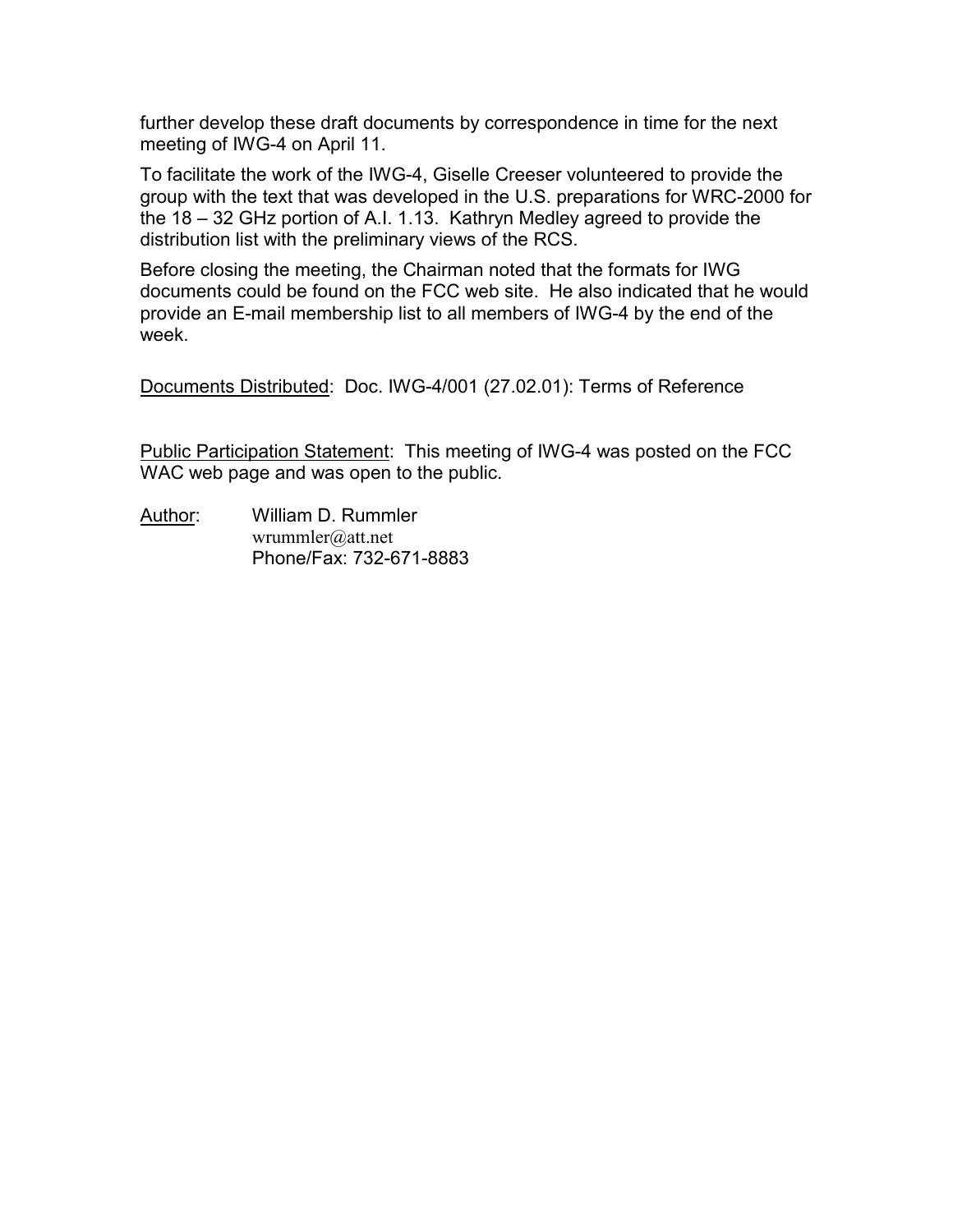further develop these draft documents by correspondence in time for the next meeting of IWG-4 on April 11.

To facilitate the work of the IWG-4, Giselle Creeser volunteered to provide the group with the text that was developed in the U.S. preparations for WRC-2000 for the 18 – 32 GHz portion of A.I. 1.13. Kathryn Medley agreed to provide the distribution list with the preliminary views of the RCS.

Before closing the meeting, the Chairman noted that the formats for IWG documents could be found on the FCC web site. He also indicated that he would provide an E-mail membership list to all members of IWG-4 by the end of the week.

Documents Distributed: Doc. IWG-4/001 (27.02.01): Terms of Reference

Public Participation Statement: This meeting of IWG-4 was posted on the FCC WAC web page and was open to the public.

Author: William D. Rummler
wrummler@att.net
Phone/Fax: 732-671-8883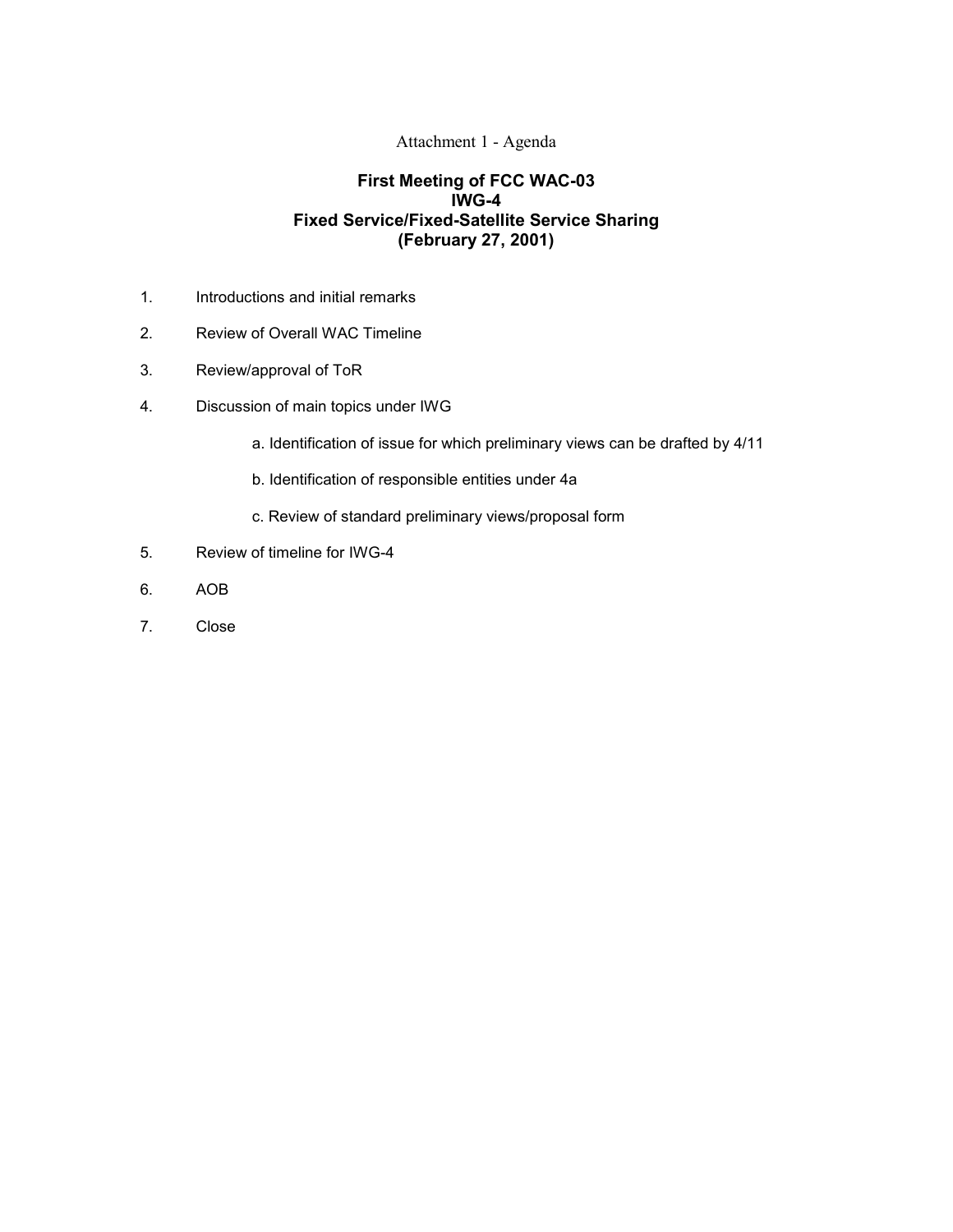Attachment 1 - Agenda

## First Meeting of FCC WAC-03
## IWG-4
## Fixed Service/Fixed-Satellite Service Sharing
## (February 27, 2001)

1. Introductions and initial remarks
2. Review of Overall WAC Timeline
3. Review/approval of ToR
4. Discussion of main topics under IWG
   - a. Identification of issue for which preliminary views can be drafted by 4/11
   - b. Identification of responsible entities under 4a
   - c. Review of standard preliminary views/proposal form
5. Review of timeline for IWG-4
6. AOB
7. Close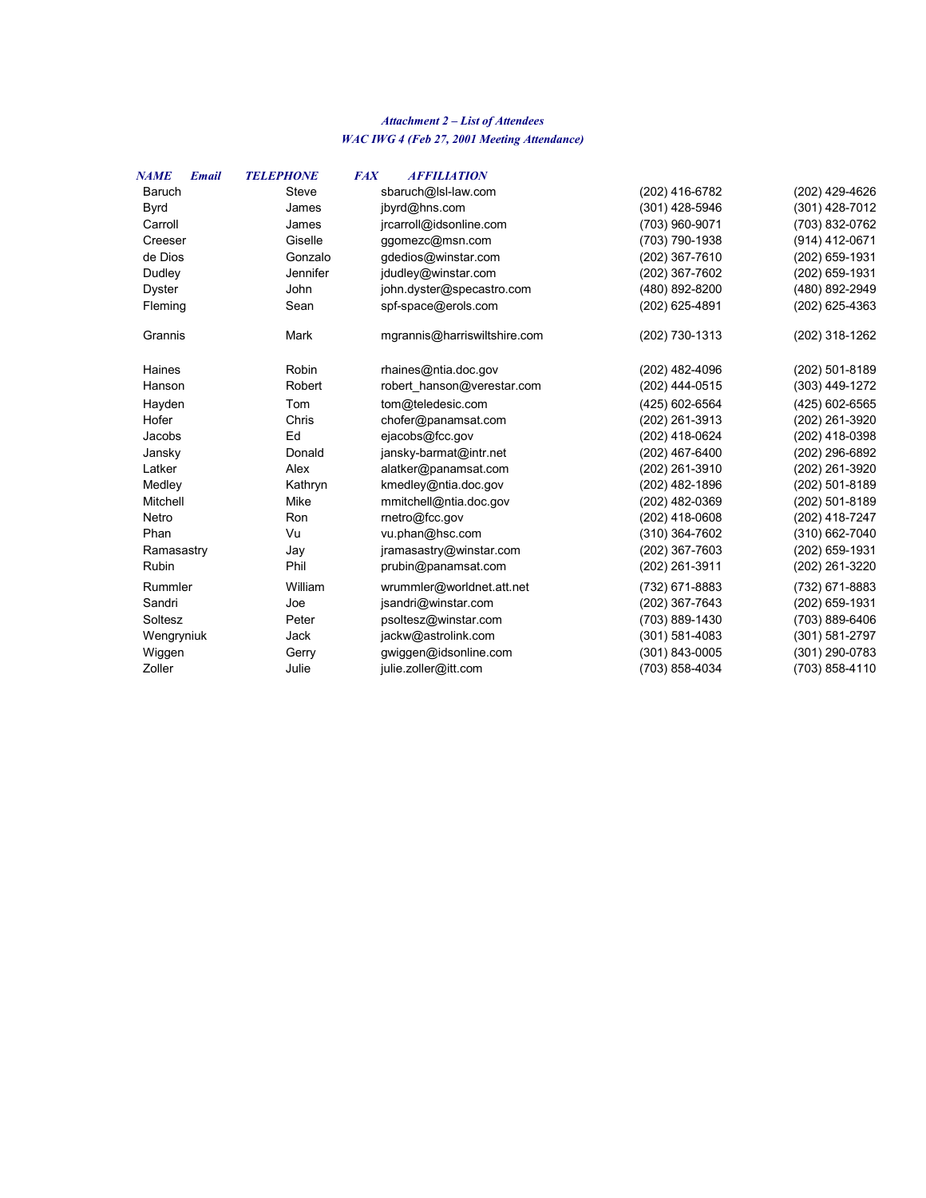*Attachment 2 – List of Attendees*
*WAC IWG 4 (Feb 27, 2001 Meeting Attendance)*

| NAME | Email | TELEPHONE | FAX | AFFILIATION |
|---|---|---|---|---|
| Baruch | Steve | sbaruch@lsl-law.com | (202) 416-6782 | (202) 429-4626 |
| Byrd | James | jbyrd@hns.com | (301) 428-5946 | (301) 428-7012 |
| Carroll | James | jrcarroll@idsonline.com | (703) 960-9071 | (703) 832-0762 |
| Creeser | Giselle | ggomezc@msn.com | (703) 790-1938 | (914) 412-0671 |
| de Dios | Gonzalo | gdedios@winstar.com | (202) 367-7610 | (202) 659-1931 |
| Dudley | Jennifer | jdudley@winstar.com | (202) 367-7602 | (202) 659-1931 |
| Dyster | John | john.dyster@specastro.com | (480) 892-8200 | (480) 892-2949 |
| Fleming | Sean | spf-space@erols.com | (202) 625-4891 | (202) 625-4363 |
| Grannis | Mark | mgrannis@harriswiltshire.com | (202) 730-1313 | (202) 318-1262 |
| Haines | Robin | rhaines@ntia.doc.gov | (202) 482-4096 | (202) 501-8189 |
| Hanson | Robert | robert_hanson@verestar.com | (202) 444-0515 | (303) 449-1272 |
| Hayden | Tom | tom@teledesic.com | (425) 602-6564 | (425) 602-6565 |
| Hofer | Chris | chofer@panamsat.com | (202) 261-3913 | (202) 261-3920 |
| Jacobs | Ed | ejacobs@fcc.gov | (202) 418-0624 | (202) 418-0398 |
| Jansky | Donald | jansky-barmat@intr.net | (202) 467-6400 | (202) 296-6892 |
| Latker | Alex | alatker@panamsat.com | (202) 261-3910 | (202) 261-3920 |
| Medley | Kathryn | kmedley@ntia.doc.gov | (202) 482-1896 | (202) 501-8189 |
| Mitchell | Mike | mmitchell@ntia.doc.gov | (202) 482-0369 | (202) 501-8189 |
| Netro | Ron | rnetro@fcc.gov | (202) 418-0608 | (202) 418-7247 |
| Phan | Vu | vu.phan@hsc.com | (310) 364-7602 | (310) 662-7040 |
| Ramasastry | Jay | jramasastry@winstar.com | (202) 367-7603 | (202) 659-1931 |
| Rubin | Phil | prubin@panamsat.com | (202) 261-3911 | (202) 261-3220 |
| Rummler | William | wrummler@worldnet.att.net | (732) 671-8883 | (732) 671-8883 |
| Sandri | Joe | jsandri@winstar.com | (202) 367-7643 | (202) 659-1931 |
| Soltesz | Peter | psoltesz@winstar.com | (703) 889-1430 | (703) 889-6406 |
| Wengryniuk | Jack | jackw@astrolink.com | (301) 581-4083 | (301) 581-2797 |
| Wiggen | Gerry | gwiggen@idsonline.com | (301) 843-0005 | (301) 290-0783 |
| Zoller | Julie | julie.zoller@itt.com | (703) 858-4034 | (703) 858-4110 |